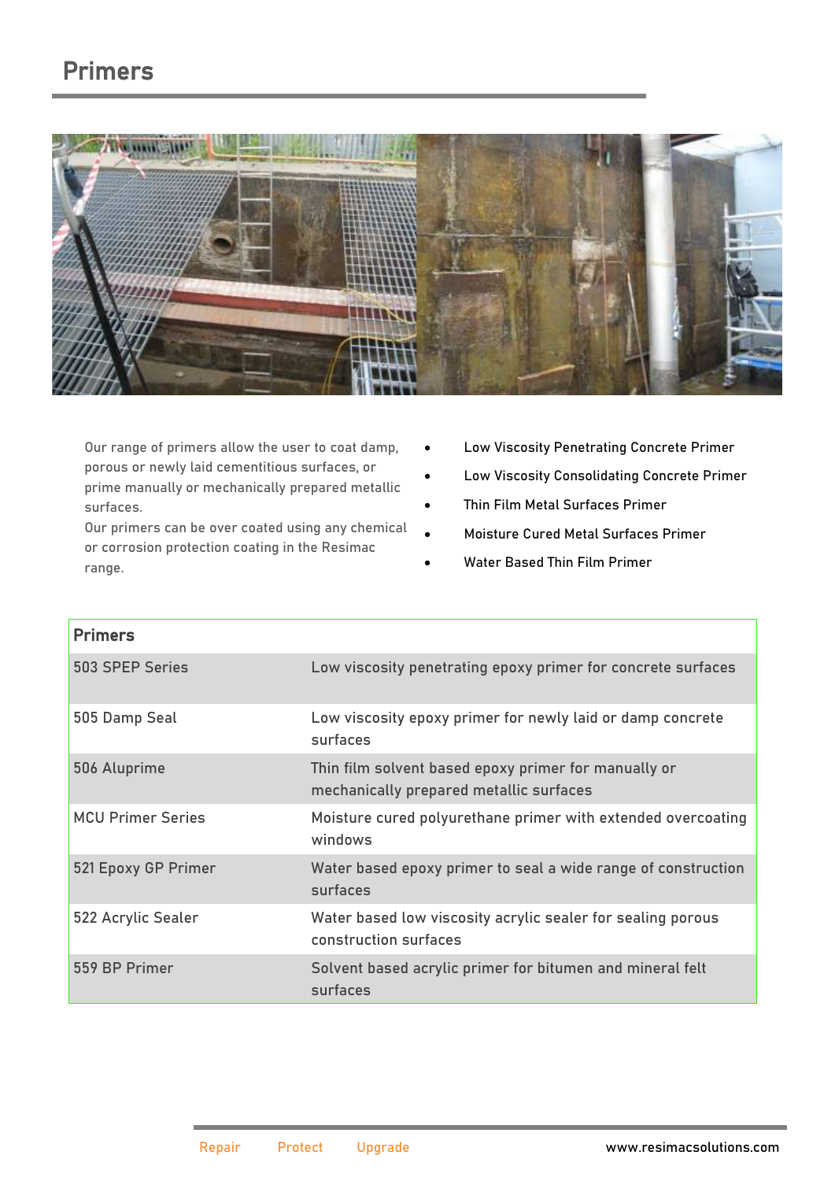# Primers

Our range of primers allow the user to coat damp, porous or newly laid cementitious surfaces, or prime manually or mechanically prepared metallic surfaces.
Our primers can be over coated using any chemical or corrosion protection coating in the Resimac range.

- Low Viscosity Penetrating Concrete Primer
- Low Viscosity Consolidating Concrete Primer
- Thin Film Metal Surfaces Primer
- Moisture Cured Metal Surfaces Primer
- Water Based Thin Film Primer

| Primers | |
|---|---|
| 503 SPEP Series | Low viscosity penetrating epoxy primer for concrete surfaces |
| 505 Damp Seal | Low viscosity epoxy primer for newly laid or damp concrete surfaces |
| 506 Aluprime | Thin film solvent based epoxy primer for manually or mechanically prepared metallic surfaces |
| MCU Primer Series | Moisture cured polyurethane primer with extended overcoating windows |
| 521 Epoxy GP Primer | Water based epoxy primer to seal a wide range of construction surfaces |
| 522 Acrylic Sealer | Water based low viscosity acrylic sealer for sealing porous construction surfaces |
| 559 BP Primer | Solvent based acrylic primer for bitumen and mineral felt surfaces |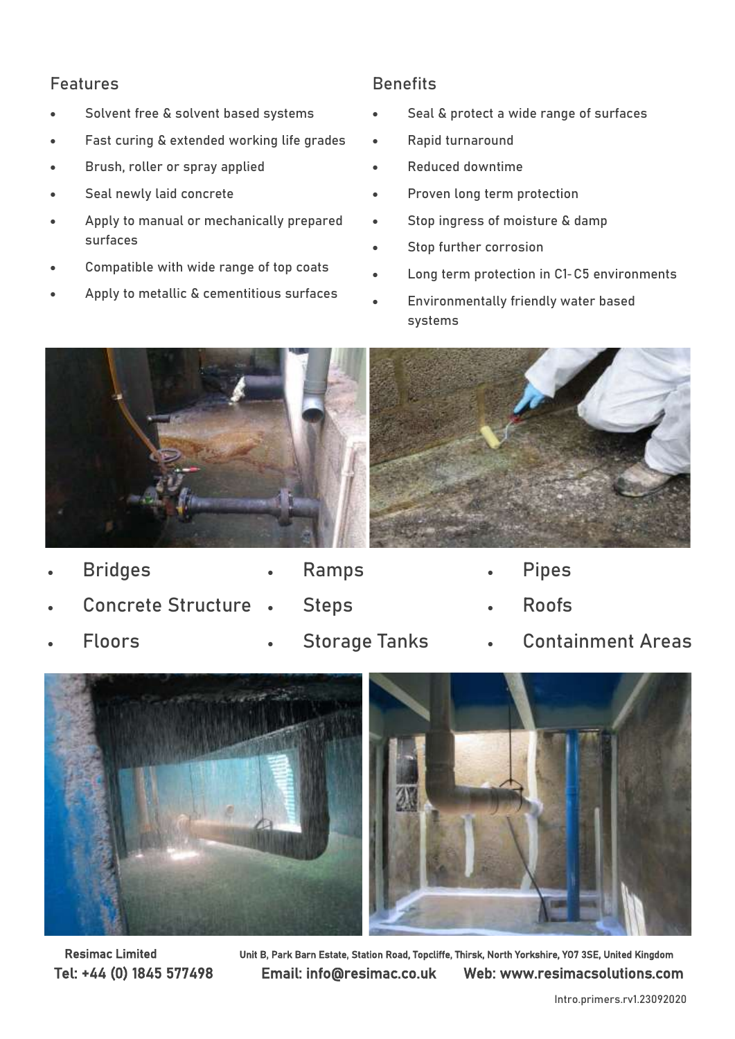## Features

- Solvent free & solvent based systems
- Fast curing & extended working life grades
- Brush, roller or spray applied
- Seal newly laid concrete
- Apply to manual or mechanically prepared surfaces
- Compatible with wide range of top coats
- Apply to metallic & cementitious surfaces

## Benefits

- Seal & protect a wide range of surfaces
- Rapid turnaround
- Reduced downtime
- Proven long term protection
- Stop ingress of moisture & damp
- Stop further corrosion
- Long term protection in C1-C5 environments
- Environmentally friendly water based systems

- Bridges
- Concrete Structure
- Floors
- Ramps
- Steps
- Storage Tanks
- Pipes
- Roofs
- Containment Areas

**Resimac Limited** Unit B, Park Barn Estate, Station Road, Topcliffe, Thirsk, North Yorkshire, YO7 3SE, United Kingdom

Tel: +44 (0) 1845 577498 Email: info@resimac.co.uk Web: www.resimacsolutions.com

Intro.primers.rv1.23092020